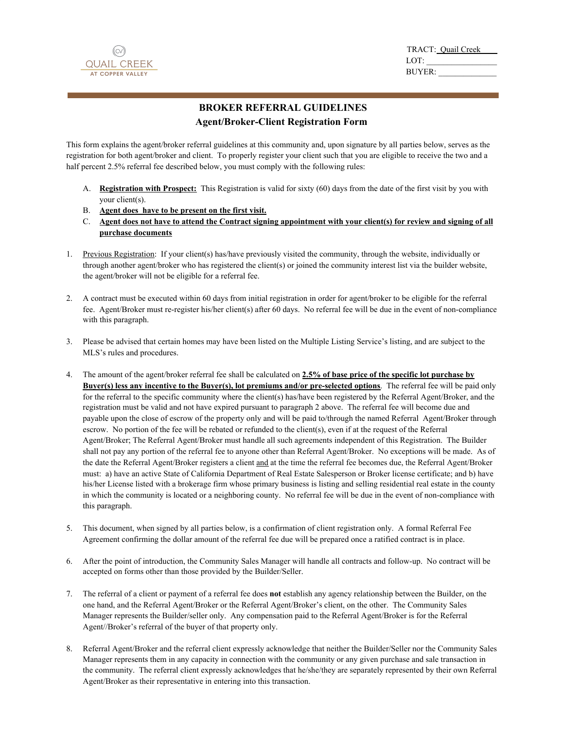QUAIL CREEK
AT COPPER VALLEY

TRACT: Quail Creek
LOT: ________________
BUYER: ______________

## BROKER REFERRAL GUIDELINES
### Agent/Broker-Client Registration Form

This form explains the agent/broker referral guidelines at this community and, upon signature by all parties below, serves as the registration for both agent/broker and client. To properly register your client such that you are eligible to receive the two and a half percent 2.5% referral fee described below, you must comply with the following rules:

A. **Registration with Prospect:** This Registration is valid for sixty (60) days from the date of the first visit by you with your client(s).
B. **Agent does have to be present on the first visit.**
C. **Agent does not have to attend the Contract signing appointment with your client(s) for review and signing of all purchase documents**

1. Previous Registration: If your client(s) has/have previously visited the community, through the website, individually or through another agent/broker who has registered the client(s) or joined the community interest list via the builder website, the agent/broker will not be eligible for a referral fee.

2. A contract must be executed within 60 days from initial registration in order for agent/broker to be eligible for the referral fee. Agent/Broker must re-register his/her client(s) after 60 days. No referral fee will be due in the event of non-compliance with this paragraph.

3. Please be advised that certain homes may have been listed on the Multiple Listing Service's listing, and are subject to the MLS's rules and procedures.

4. The amount of the agent/broker referral fee shall be calculated on **2.5% of base price of the specific lot purchase by Buyer(s) less any incentive to the Buyer(s), lot premiums and/or pre-selected options**. The referral fee will be paid only for the referral to the specific community where the client(s) has/have been registered by the Referral Agent/Broker, and the registration must be valid and not have expired pursuant to paragraph 2 above. The referral fee will become due and payable upon the close of escrow of the property only and will be paid to/through the named Referral Agent/Broker through escrow. No portion of the fee will be rebated or refunded to the client(s), even if at the request of the Referral Agent/Broker; The Referral Agent/Broker must handle all such agreements independent of this Registration. The Builder shall not pay any portion of the referral fee to anyone other than Referral Agent/Broker. No exceptions will be made. As of the date the Referral Agent/Broker registers a client and at the time the referral fee becomes due, the Referral Agent/Broker must: a) have an active State of California Department of Real Estate Salesperson or Broker license certificate; and b) have his/her License listed with a brokerage firm whose primary business is listing and selling residential real estate in the county in which the community is located or a neighboring county. No referral fee will be due in the event of non-compliance with this paragraph.

5. This document, when signed by all parties below, is a confirmation of client registration only. A formal Referral Fee Agreement confirming the dollar amount of the referral fee due will be prepared once a ratified contract is in place.

6. After the point of introduction, the Community Sales Manager will handle all contracts and follow-up. No contract will be accepted on forms other than those provided by the Builder/Seller.

7. The referral of a client or payment of a referral fee does **not** establish any agency relationship between the Builder, on the one hand, and the Referral Agent/Broker or the Referral Agent/Broker's client, on the other. The Community Sales Manager represents the Builder/seller only. Any compensation paid to the Referral Agent/Broker is for the Referral Agent//Broker's referral of the buyer of that property only.

8. Referral Agent/Broker and the referral client expressly acknowledge that neither the Builder/Seller nor the Community Sales Manager represents them in any capacity in connection with the community or any given purchase and sale transaction in the community. The referral client expressly acknowledges that he/she/they are separately represented by their own Referral Agent/Broker as their representative in entering into this transaction.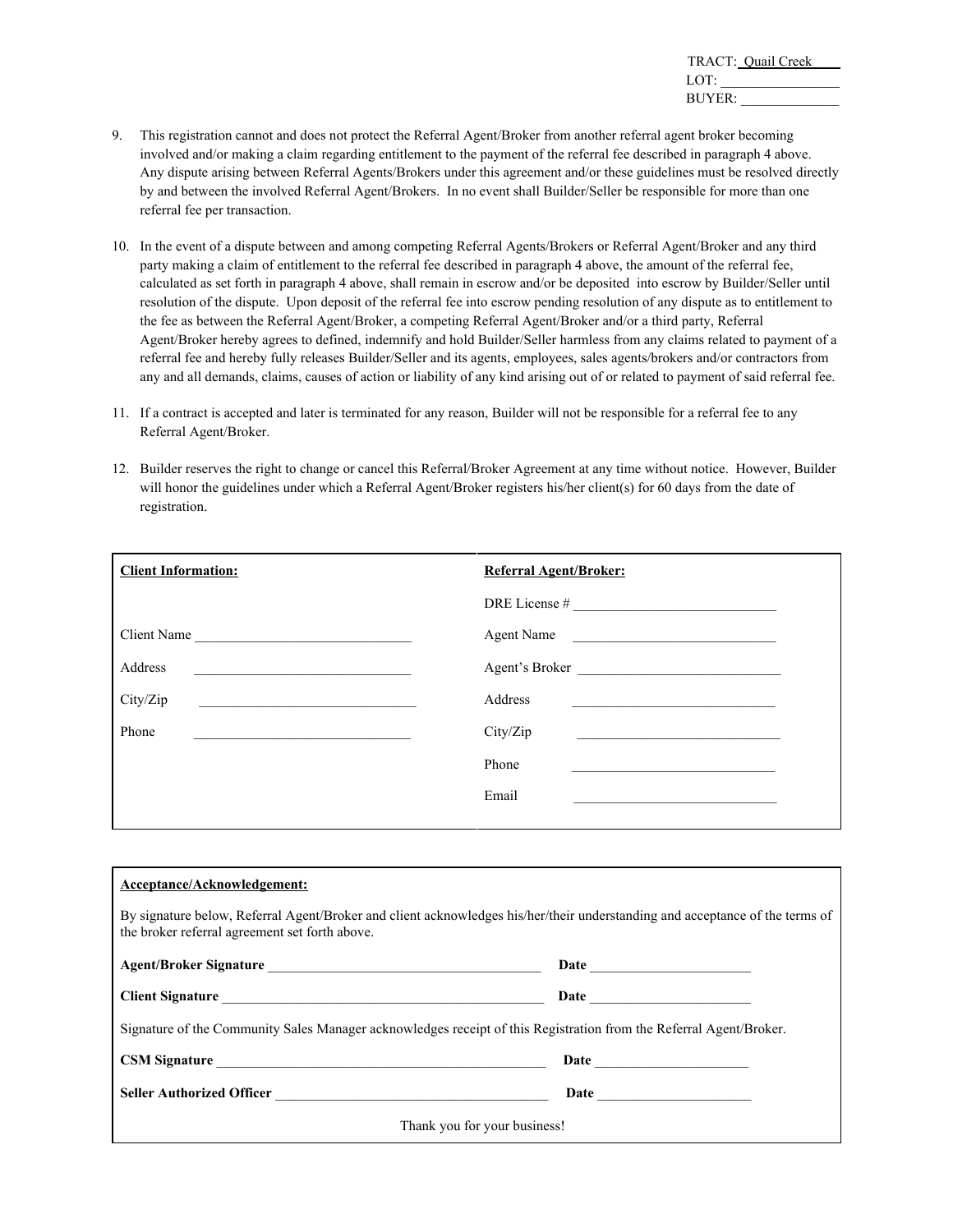TRACT: Quail Creek
LOT: ________________
BUYER: ______________

9. This registration cannot and does not protect the Referral Agent/Broker from another referral agent broker becoming involved and/or making a claim regarding entitlement to the payment of the referral fee described in paragraph 4 above. Any dispute arising between Referral Agents/Brokers under this agreement and/or these guidelines must be resolved directly by and between the involved Referral Agent/Brokers. In no event shall Builder/Seller be responsible for more than one referral fee per transaction.

10. In the event of a dispute between and among competing Referral Agents/Brokers or Referral Agent/Broker and any third party making a claim of entitlement to the referral fee described in paragraph 4 above, the amount of the referral fee, calculated as set forth in paragraph 4 above, shall remain in escrow and/or be deposited into escrow by Builder/Seller until resolution of the dispute. Upon deposit of the referral fee into escrow pending resolution of any dispute as to entitlement to the fee as between the Referral Agent/Broker, a competing Referral Agent/Broker and/or a third party, Referral Agent/Broker hereby agrees to defined, indemnify and hold Builder/Seller harmless from any claims related to payment of a referral fee and hereby fully releases Builder/Seller and its agents, employees, sales agents/brokers and/or contractors from any and all demands, claims, causes of action or liability of any kind arising out of or related to payment of said referral fee.

11. If a contract is accepted and later is terminated for any reason, Builder will not be responsible for a referral fee to any Referral Agent/Broker.

12. Builder reserves the right to change or cancel this Referral/Broker Agreement at any time without notice. However, Builder will honor the guidelines under which a Referral Agent/Broker registers his/her client(s) for 60 days from the date of registration.

| **Client Information:** | **Referral Agent/Broker:** |
|---|---|
| | DRE License # ____________________ |
| Client Name ____________________ | Agent Name ____________________ |
| Address ____________________ | Agent's Broker ____________________ |
| City/Zip ____________________ | Address ____________________ |
| Phone ____________________ | City/Zip ____________________ |
| | Phone ____________________ |
| | Email ____________________ |

**Acceptance/Acknowledgement:**

By signature below, Referral Agent/Broker and client acknowledges his/her/their understanding and acceptance of the terms of the broker referral agreement set forth above.

**Agent/Broker Signature** ______________________________ **Date** ____________________

**Client Signature** ______________________________ **Date** ____________________

Signature of the Community Sales Manager acknowledges receipt of this Registration from the Referral Agent/Broker.

**CSM Signature** ______________________________ **Date** ____________________

**Seller Authorized Officer** ______________________________ **Date** ____________________

Thank you for your business!